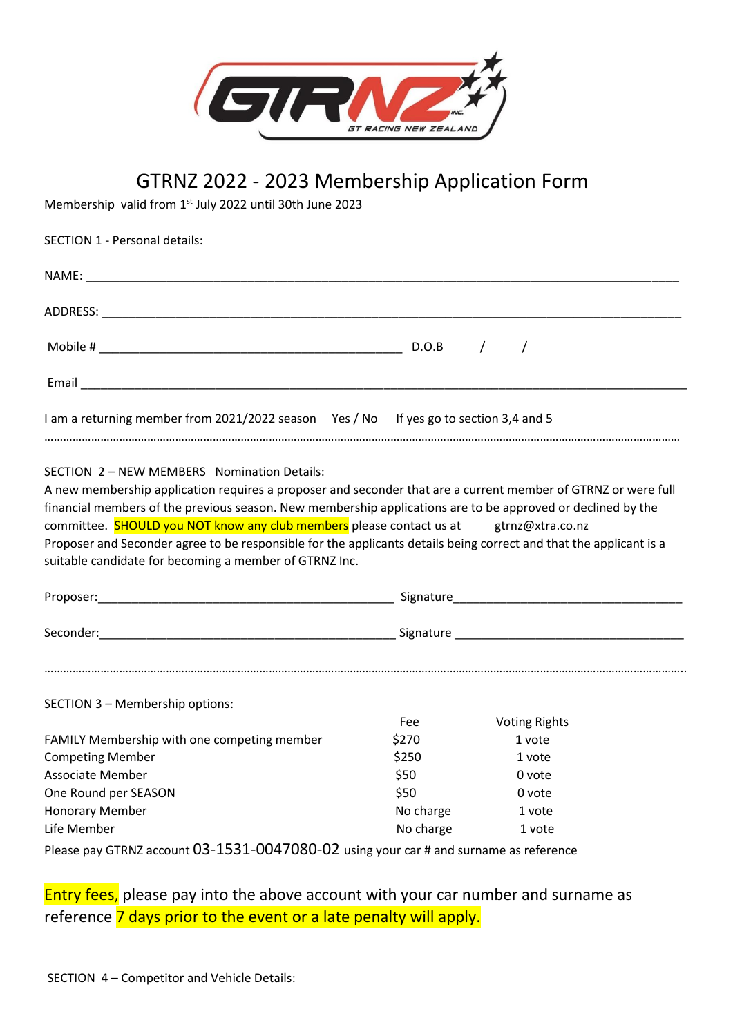# GTRNZ 2022 - 2023 Membership Application Form

Membership valid from 1st July 2022 until 30th June 2023

SECTION 1 - Personal details:

NAME: ____________________________________________________________________________

ADDRESS: __________________________________________________________________________

Mobile # ________________________________________ D.O.B / /

Email _____________________________________________________________________________

I am a returning member from 2021/2022 season Yes / No If yes go to section 3,4 and 5

…………………………………………………………………………………………………………………………………………

SECTION 2 – NEW MEMBERS Nomination Details:

A new membership application requires a proposer and seconder that are a current member of GTRNZ or were full financial members of the previous season. New membership applications are to be approved or declined by the committee. SHOULD you NOT know any club members please contact us at gtrnz@xtra.co.nz

Proposer and Seconder agree to be responsible for the applicants details being correct and that the applicant is a suitable candidate for becoming a member of GTRNZ Inc.

Proposer:_________________________________________ Signature_________________________________

Seconder:_________________________________________ Signature _________________________________

…………………………………………………………………………………………………………………………………………

SECTION 3 – Membership options:

| | Fee | Voting Rights |
|---|---|---|
| FAMILY Membership with one competing member | $270 | 1 vote |
| Competing Member | $250 | 1 vote |
| Associate Member | $50 | 0 vote |
| One Round per SEASON | $50 | 0 vote |
| Honorary Member | No charge | 1 vote |
| Life Member | No charge | 1 vote |

Please pay GTRNZ account 03-1531-0047080-02 using your car # and surname as reference

Entry fees, please pay into the above account with your car number and surname as reference 7 days prior to the event or a late penalty will apply.

SECTION 4 – Competitor and Vehicle Details: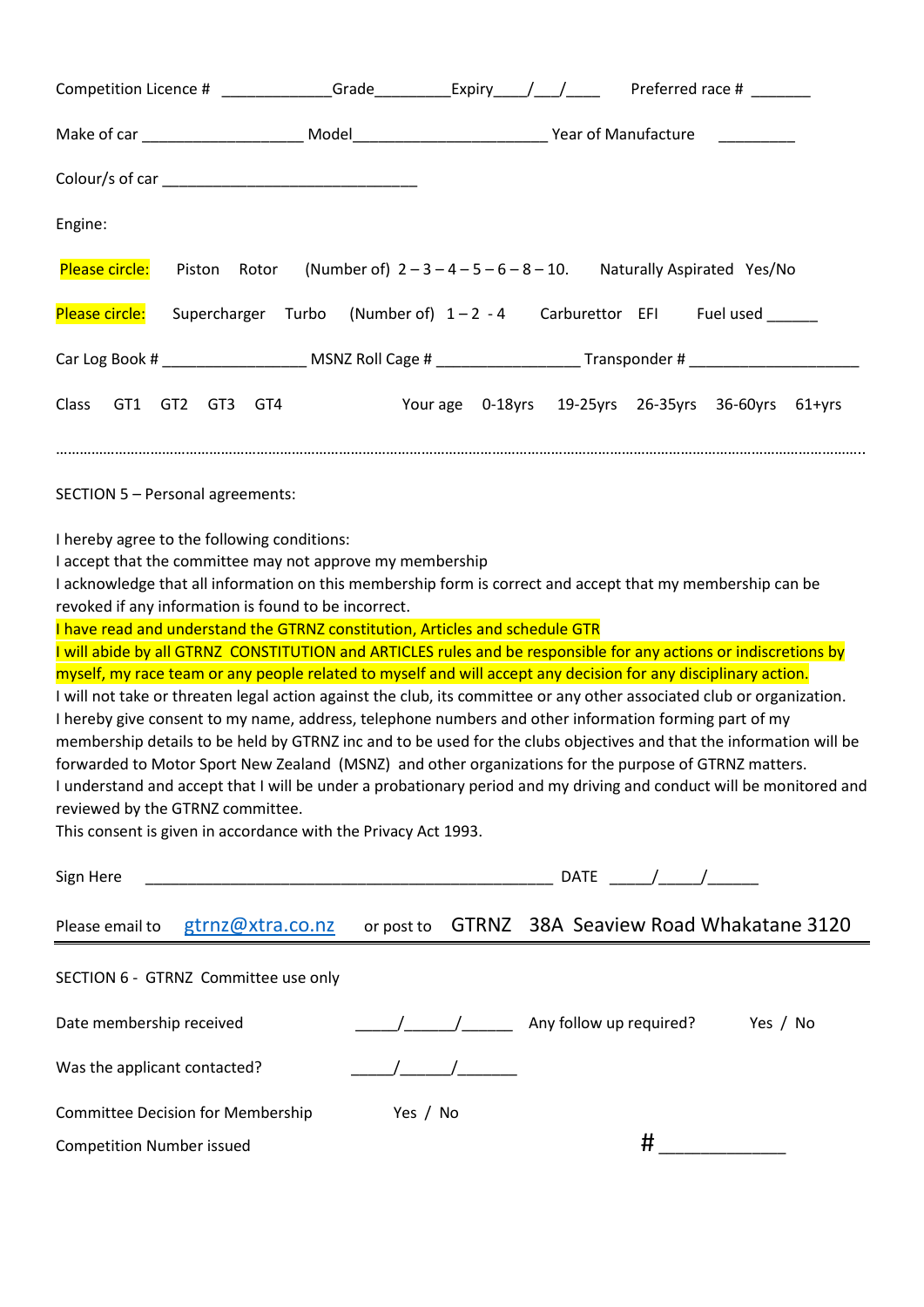Competition Licence # _____________ Grade_________ Expiry____/___/____ Preferred race # _______

Make of car ___________________ Model_______________________ Year of Manufacture _________

Colour/s of car ______________________________

Engine:

Please circle: Piston Rotor (Number of) 2 – 3 – 4 – 5 – 6 – 8 – 10. Naturally Aspirated Yes/No

Please circle: Supercharger Turbo (Number of) 1 – 2 - 4 Carburettor EFI Fuel used ______

Car Log Book # _________________ MSNZ Roll Cage # _________________ Transponder # ____________________

Class GT1 GT2 GT3 GT4 Your age 0-18yrs 19-25yrs 26-35yrs 36-60yrs 61+yrs

……………………………………………………………………………………………………………………………………………………………………..

SECTION 5 – Personal agreements:

I hereby agree to the following conditions:
I accept that the committee may not approve my membership
I acknowledge that all information on this membership form is correct and accept that my membership can be revoked if any information is found to be incorrect.
I have read and understand the GTRNZ constitution, Articles and schedule GTR
I will abide by all GTRNZ CONSTITUTION and ARTICLES rules and be responsible for any actions or indiscretions by myself, my race team or any people related to myself and will accept any decision for any disciplinary action.
I will not take or threaten legal action against the club, its committee or any other associated club or organization.
I hereby give consent to my name, address, telephone numbers and other information forming part of my membership details to be held by GTRNZ inc and to be used for the clubs objectives and that the information will be forwarded to Motor Sport New Zealand (MSNZ) and other organizations for the purpose of GTRNZ matters.
I understand and accept that I will be under a probationary period and my driving and conduct will be monitored and reviewed by the GTRNZ committee.
This consent is given in accordance with the Privacy Act 1993.

Sign Here _________________________________________________ DATE _____/_____/______

Please email to gtrnz@xtra.co.nz or post to GTRNZ 38A Seaview Road Whakatane 3120

SECTION 6 - GTRNZ Committee use only

Date membership received _____/______/______ Any follow up required? Yes / No

Was the applicant contacted? _____/______/_______

Committee Decision for Membership Yes / No

Competition Number issued # _____________